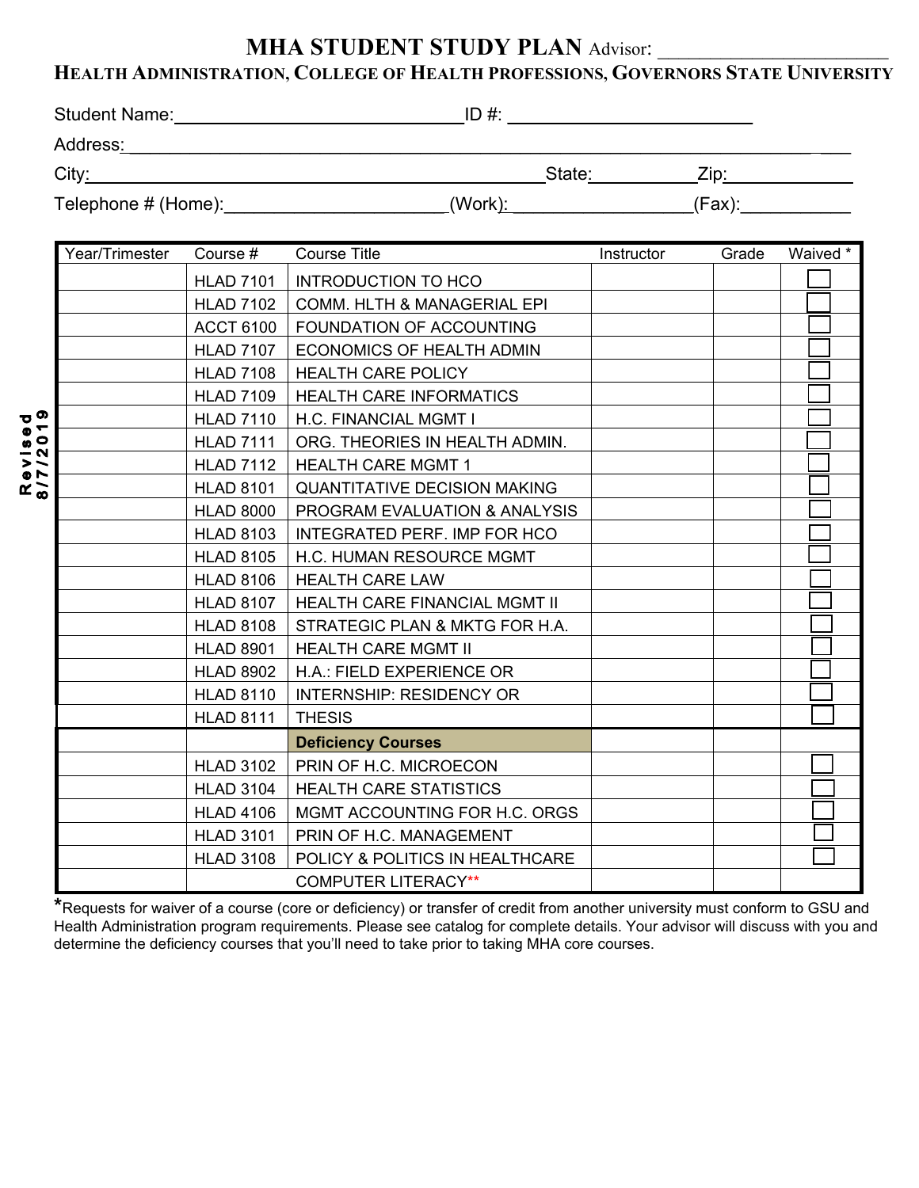# MHA STUDENT STUDY PLAN Advisor: ________________________

## HEALTH ADMINISTRATION, COLLEGE OF HEALTH PROFESSIONS, GOVERNORS STATE UNIVERSITY

Student Name: ______________________________ ID #: ________________________

Address: ____________________________________________________________________

City: ________________________________________ State: __________ Zip: ____________

Telephone # (Home): ______________________ (Work): __________________ (Fax): ___________

Revised 8/7/2019

| Year/Trimester | Course # | Course Title | Instructor | Grade | Waived * |
|---|---|---|---|---|---|
| | HLAD 7101 | INTRODUCTION TO HCO | | | ☐ |
| | HLAD 7102 | COMM. HLTH & MANAGERIAL EPI | | | ☐ |
| | ACCT 6100 | FOUNDATION OF ACCOUNTING | | | ☐ |
| | HLAD 7107 | ECONOMICS OF HEALTH ADMIN | | | ☐ |
| | HLAD 7108 | HEALTH CARE POLICY | | | ☐ |
| | HLAD 7109 | HEALTH CARE INFORMATICS | | | ☐ |
| | HLAD 7110 | H.C. FINANCIAL MGMT I | | | ☐ |
| | HLAD 7111 | ORG. THEORIES IN HEALTH ADMIN. | | | ☐ |
| | HLAD 7112 | HEALTH CARE MGMT 1 | | | ☐ |
| | HLAD 8101 | QUANTITATIVE DECISION MAKING | | | ☐ |
| | HLAD 8000 | PROGRAM EVALUATION & ANALYSIS | | | ☐ |
| | HLAD 8103 | INTEGRATED PERF. IMP FOR HCO | | | ☐ |
| | HLAD 8105 | H.C. HUMAN RESOURCE MGMT | | | ☐ |
| | HLAD 8106 | HEALTH CARE LAW | | | ☐ |
| | HLAD 8107 | HEALTH CARE FINANCIAL MGMT II | | | ☐ |
| | HLAD 8108 | STRATEGIC PLAN & MKTG FOR H.A. | | | ☐ |
| | HLAD 8901 | HEALTH CARE MGMT II | | | ☐ |
| | HLAD 8902 | H.A.: FIELD EXPERIENCE OR | | | ☐ |
| | HLAD 8110 | INTERNSHIP: RESIDENCY OR | | | ☐ |
| | HLAD 8111 | THESIS | | | ☐ |
| | | **Deficiency Courses** | | | |
| | HLAD 3102 | PRIN OF H.C. MICROECON | | | ☐ |
| | HLAD 3104 | HEALTH CARE STATISTICS | | | ☐ |
| | HLAD 4106 | MGMT ACCOUNTING FOR H.C. ORGS | | | ☐ |
| | HLAD 3101 | PRIN OF H.C. MANAGEMENT | | | ☐ |
| | HLAD 3108 | POLICY & POLITICS IN HEALTHCARE | | | ☐ |
| | | COMPUTER LITERACY** | | | |

*Requests for waiver of a course (core or deficiency) or transfer of credit from another university must conform to GSU and Health Administration program requirements. Please see catalog for complete details. Your advisor will discuss with you and determine the deficiency courses that you'll need to take prior to taking MHA core courses.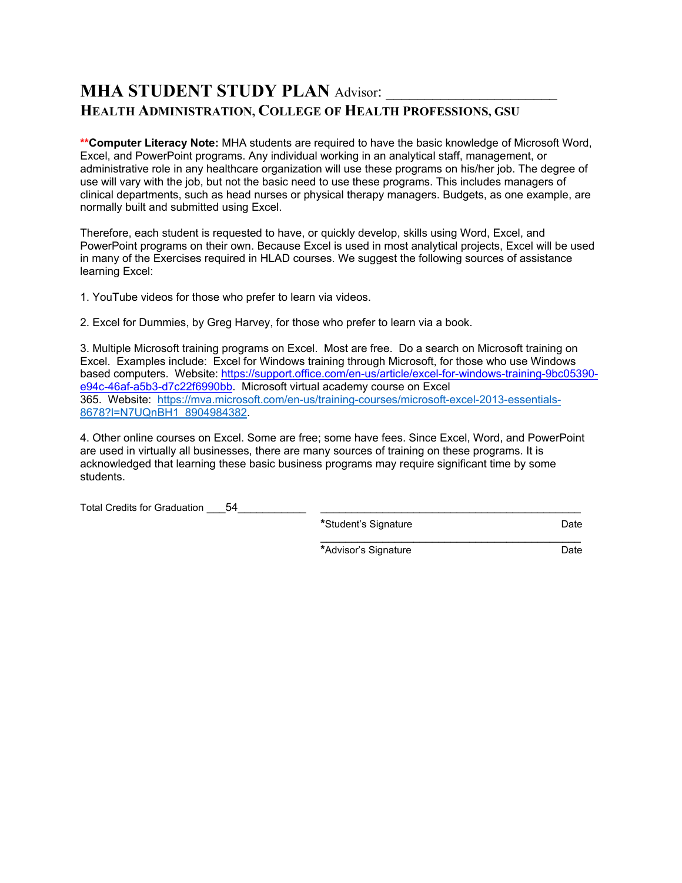# MHA STUDENT STUDY PLAN Advisor: ______________________

## HEALTH ADMINISTRATION, COLLEGE OF HEALTH PROFESSIONS, GSU

****Computer Literacy Note:** MHA students are required to have the basic knowledge of Microsoft Word, Excel, and PowerPoint programs. Any individual working in an analytical staff, management, or administrative role in any healthcare organization will use these programs on his/her job. The degree of use will vary with the job, but not the basic need to use these programs. This includes managers of clinical departments, such as head nurses or physical therapy managers. Budgets, as one example, are normally built and submitted using Excel.

Therefore, each student is requested to have, or quickly develop, skills using Word, Excel, and PowerPoint programs on their own. Because Excel is used in most analytical projects, Excel will be used in many of the Exercises required in HLAD courses. We suggest the following sources of assistance learning Excel:

1. YouTube videos for those who prefer to learn via videos.

2. Excel for Dummies, by Greg Harvey, for those who prefer to learn via a book.

3. Multiple Microsoft training programs on Excel. Most are free. Do a search on Microsoft training on Excel. Examples include: Excel for Windows training through Microsoft, for those who use Windows based computers. Website: https://support.office.com/en-us/article/excel-for-windows-training-9bc05390-e94c-46af-a5b3-d7c22f6990bb. Microsoft virtual academy course on Excel 365. Website: https://mva.microsoft.com/en-us/training-courses/microsoft-excel-2013-essentials-8678?l=N7UQnBH1_8904984382.

4. Other online courses on Excel. Some are free; some have fees. Since Excel, Word, and PowerPoint are used in virtually all businesses, there are many sources of training on these programs. It is acknowledged that learning these basic business programs may require significant time by some students.

Total Credits for Graduation ___54___________

_____________________________________________

*Student's Signature Date

_____________________________________________

*Advisor's Signature Date